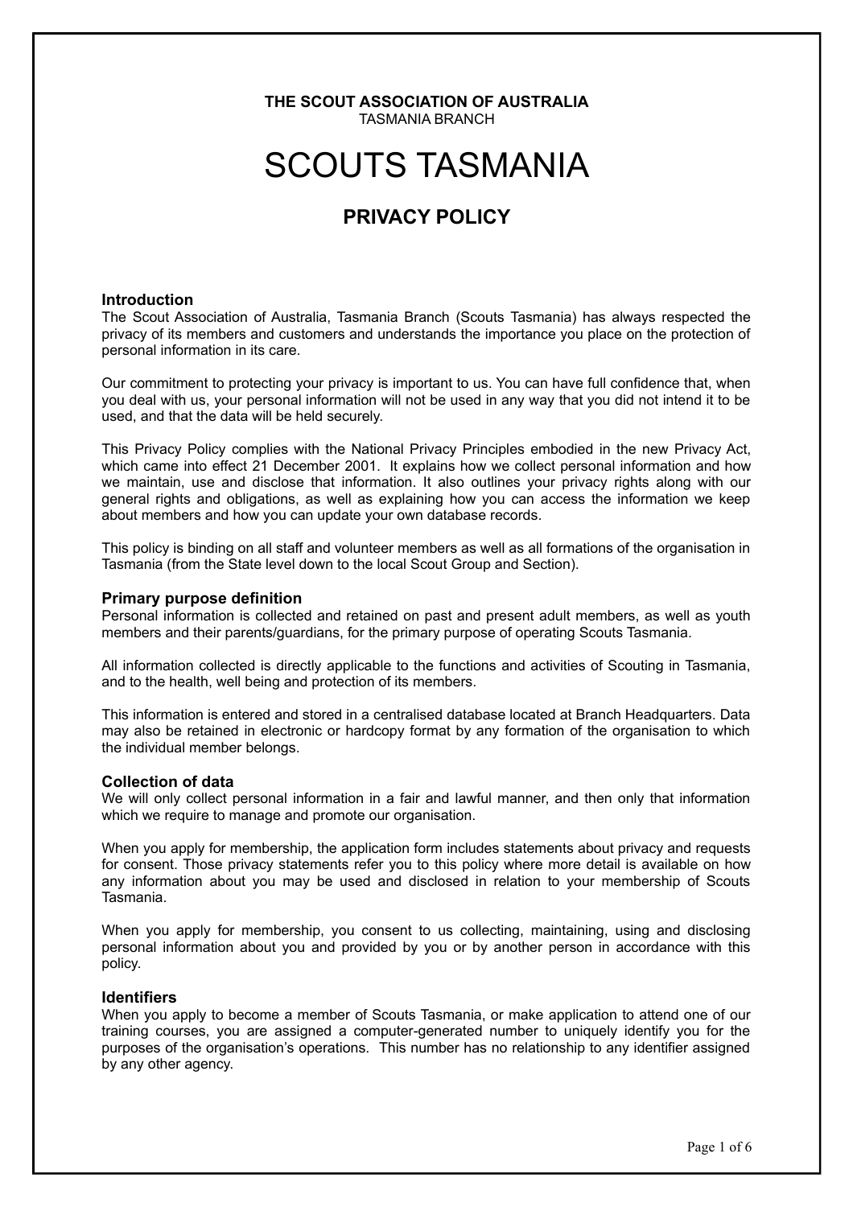**THE SCOUT ASSOCIATION OF AUSTRALIA**
TASMANIA BRANCH

# SCOUTS TASMANIA

## PRIVACY POLICY

### Introduction

The Scout Association of Australia, Tasmania Branch (Scouts Tasmania) has always respected the privacy of its members and customers and understands the importance you place on the protection of personal information in its care.

Our commitment to protecting your privacy is important to us. You can have full confidence that, when you deal with us, your personal information will not be used in any way that you did not intend it to be used, and that the data will be held securely.

This Privacy Policy complies with the National Privacy Principles embodied in the new Privacy Act, which came into effect 21 December 2001. It explains how we collect personal information and how we maintain, use and disclose that information. It also outlines your privacy rights along with our general rights and obligations, as well as explaining how you can access the information we keep about members and how you can update your own database records.

This policy is binding on all staff and volunteer members as well as all formations of the organisation in Tasmania (from the State level down to the local Scout Group and Section).

### Primary purpose definition

Personal information is collected and retained on past and present adult members, as well as youth members and their parents/guardians, for the primary purpose of operating Scouts Tasmania.

All information collected is directly applicable to the functions and activities of Scouting in Tasmania, and to the health, well being and protection of its members.

This information is entered and stored in a centralised database located at Branch Headquarters. Data may also be retained in electronic or hardcopy format by any formation of the organisation to which the individual member belongs.

### Collection of data

We will only collect personal information in a fair and lawful manner, and then only that information which we require to manage and promote our organisation.

When you apply for membership, the application form includes statements about privacy and requests for consent. Those privacy statements refer you to this policy where more detail is available on how any information about you may be used and disclosed in relation to your membership of Scouts Tasmania.

When you apply for membership, you consent to us collecting, maintaining, using and disclosing personal information about you and provided by you or by another person in accordance with this policy.

### Identifiers

When you apply to become a member of Scouts Tasmania, or make application to attend one of our training courses, you are assigned a computer-generated number to uniquely identify you for the purposes of the organisation's operations. This number has no relationship to any identifier assigned by any other agency.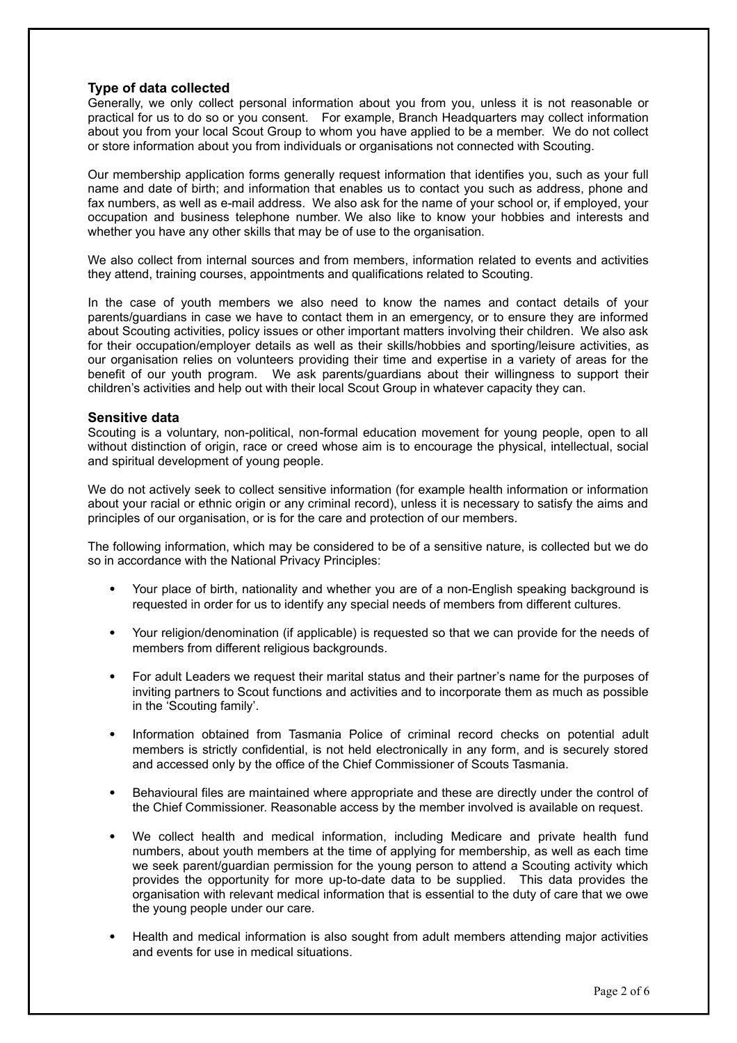## Type of data collected

Generally, we only collect personal information about you from you, unless it is not reasonable or practical for us to do so or you consent. For example, Branch Headquarters may collect information about you from your local Scout Group to whom you have applied to be a member. We do not collect or store information about you from individuals or organisations not connected with Scouting.

Our membership application forms generally request information that identifies you, such as your full name and date of birth; and information that enables us to contact you such as address, phone and fax numbers, as well as e-mail address. We also ask for the name of your school or, if employed, your occupation and business telephone number. We also like to know your hobbies and interests and whether you have any other skills that may be of use to the organisation.

We also collect from internal sources and from members, information related to events and activities they attend, training courses, appointments and qualifications related to Scouting.

In the case of youth members we also need to know the names and contact details of your parents/guardians in case we have to contact them in an emergency, or to ensure they are informed about Scouting activities, policy issues or other important matters involving their children. We also ask for their occupation/employer details as well as their skills/hobbies and sporting/leisure activities, as our organisation relies on volunteers providing their time and expertise in a variety of areas for the benefit of our youth program. We ask parents/guardians about their willingness to support their children's activities and help out with their local Scout Group in whatever capacity they can.

## Sensitive data

Scouting is a voluntary, non-political, non-formal education movement for young people, open to all without distinction of origin, race or creed whose aim is to encourage the physical, intellectual, social and spiritual development of young people.

We do not actively seek to collect sensitive information (for example health information or information about your racial or ethnic origin or any criminal record), unless it is necessary to satisfy the aims and principles of our organisation, or is for the care and protection of our members.

The following information, which may be considered to be of a sensitive nature, is collected but we do so in accordance with the National Privacy Principles:

- Your place of birth, nationality and whether you are of a non-English speaking background is requested in order for us to identify any special needs of members from different cultures.
- Your religion/denomination (if applicable) is requested so that we can provide for the needs of members from different religious backgrounds.
- For adult Leaders we request their marital status and their partner's name for the purposes of inviting partners to Scout functions and activities and to incorporate them as much as possible in the 'Scouting family'.
- Information obtained from Tasmania Police of criminal record checks on potential adult members is strictly confidential, is not held electronically in any form, and is securely stored and accessed only by the office of the Chief Commissioner of Scouts Tasmania.
- Behavioural files are maintained where appropriate and these are directly under the control of the Chief Commissioner. Reasonable access by the member involved is available on request.
- We collect health and medical information, including Medicare and private health fund numbers, about youth members at the time of applying for membership, as well as each time we seek parent/guardian permission for the young person to attend a Scouting activity which provides the opportunity for more up-to-date data to be supplied. This data provides the organisation with relevant medical information that is essential to the duty of care that we owe the young people under our care.
- Health and medical information is also sought from adult members attending major activities and events for use in medical situations.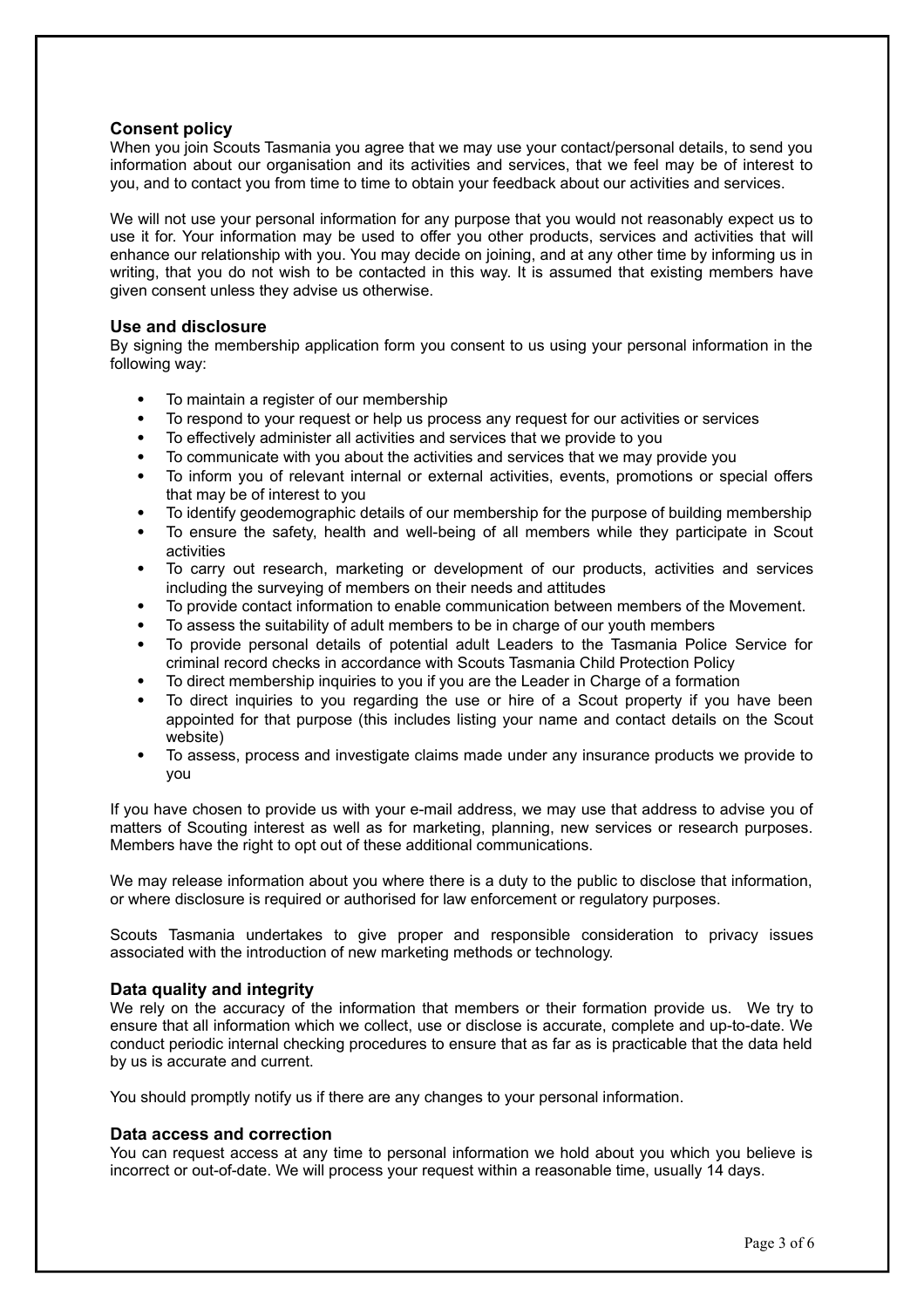### Consent policy

When you join Scouts Tasmania you agree that we may use your contact/personal details, to send you information about our organisation and its activities and services, that we feel may be of interest to you, and to contact you from time to time to obtain your feedback about our activities and services.

We will not use your personal information for any purpose that you would not reasonably expect us to use it for. Your information may be used to offer you other products, services and activities that will enhance our relationship with you. You may decide on joining, and at any other time by informing us in writing, that you do not wish to be contacted in this way. It is assumed that existing members have given consent unless they advise us otherwise.

### Use and disclosure

By signing the membership application form you consent to us using your personal information in the following way:

- To maintain a register of our membership
- To respond to your request or help us process any request for our activities or services
- To effectively administer all activities and services that we provide to you
- To communicate with you about the activities and services that we may provide you
- To inform you of relevant internal or external activities, events, promotions or special offers that may be of interest to you
- To identify geodemographic details of our membership for the purpose of building membership
- To ensure the safety, health and well-being of all members while they participate in Scout activities
- To carry out research, marketing or development of our products, activities and services including the surveying of members on their needs and attitudes
- To provide contact information to enable communication between members of the Movement.
- To assess the suitability of adult members to be in charge of our youth members
- To provide personal details of potential adult Leaders to the Tasmania Police Service for criminal record checks in accordance with Scouts Tasmania Child Protection Policy
- To direct membership inquiries to you if you are the Leader in Charge of a formation
- To direct inquiries to you regarding the use or hire of a Scout property if you have been appointed for that purpose (this includes listing your name and contact details on the Scout website)
- To assess, process and investigate claims made under any insurance products we provide to you

If you have chosen to provide us with your e-mail address, we may use that address to advise you of matters of Scouting interest as well as for marketing, planning, new services or research purposes. Members have the right to opt out of these additional communications.

We may release information about you where there is a duty to the public to disclose that information, or where disclosure is required or authorised for law enforcement or regulatory purposes.

Scouts Tasmania undertakes to give proper and responsible consideration to privacy issues associated with the introduction of new marketing methods or technology.

### Data quality and integrity

We rely on the accuracy of the information that members or their formation provide us. We try to ensure that all information which we collect, use or disclose is accurate, complete and up-to-date. We conduct periodic internal checking procedures to ensure that as far as is practicable that the data held by us is accurate and current.

You should promptly notify us if there are any changes to your personal information.

### Data access and correction

You can request access at any time to personal information we hold about you which you believe is incorrect or out-of-date. We will process your request within a reasonable time, usually 14 days.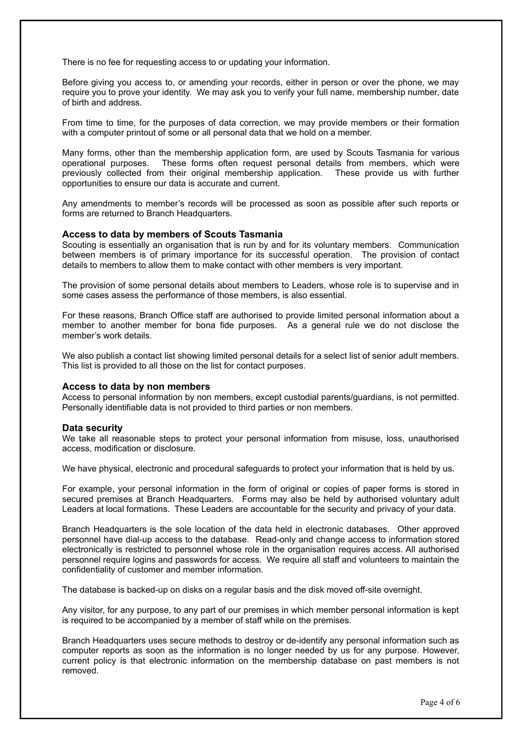There is no fee for requesting access to or updating your information.

Before giving you access to, or amending your records, either in person or over the phone, we may require you to prove your identity. We may ask you to verify your full name, membership number, date of birth and address.

From time to time, for the purposes of data correction, we may provide members or their formation with a computer printout of some or all personal data that we hold on a member.

Many forms, other than the membership application form, are used by Scouts Tasmania for various operational purposes. These forms often request personal details from members, which were previously collected from their original membership application. These provide us with further opportunities to ensure our data is accurate and current.

Any amendments to member's records will be processed as soon as possible after such reports or forms are returned to Branch Headquarters.

### Access to data by members of Scouts Tasmania

Scouting is essentially an organisation that is run by and for its voluntary members. Communication between members is of primary importance for its successful operation. The provision of contact details to members to allow them to make contact with other members is very important.

The provision of some personal details about members to Leaders, whose role is to supervise and in some cases assess the performance of those members, is also essential.

For these reasons, Branch Office staff are authorised to provide limited personal information about a member to another member for bona fide purposes. As a general rule we do not disclose the member's work details.

We also publish a contact list showing limited personal details for a select list of senior adult members. This list is provided to all those on the list for contact purposes.

### Access to data by non members

Access to personal information by non members, except custodial parents/guardians, is not permitted. Personally identifiable data is not provided to third parties or non members.

### Data security

We take all reasonable steps to protect your personal information from misuse, loss, unauthorised access, modification or disclosure.

We have physical, electronic and procedural safeguards to protect your information that is held by us.

For example, your personal information in the form of original or copies of paper forms is stored in secured premises at Branch Headquarters. Forms may also be held by authorised voluntary adult Leaders at local formations. These Leaders are accountable for the security and privacy of your data.

Branch Headquarters is the sole location of the data held in electronic databases. Other approved personnel have dial-up access to the database. Read-only and change access to information stored electronically is restricted to personnel whose role in the organisation requires access. All authorised personnel require logins and passwords for access. We require all staff and volunteers to maintain the confidentiality of customer and member information.

The database is backed-up on disks on a regular basis and the disk moved off-site overnight.

Any visitor, for any purpose, to any part of our premises in which member personal information is kept is required to be accompanied by a member of staff while on the premises.

Branch Headquarters uses secure methods to destroy or de-identify any personal information such as computer reports as soon as the information is no longer needed by us for any purpose. However, current policy is that electronic information on the membership database on past members is not removed.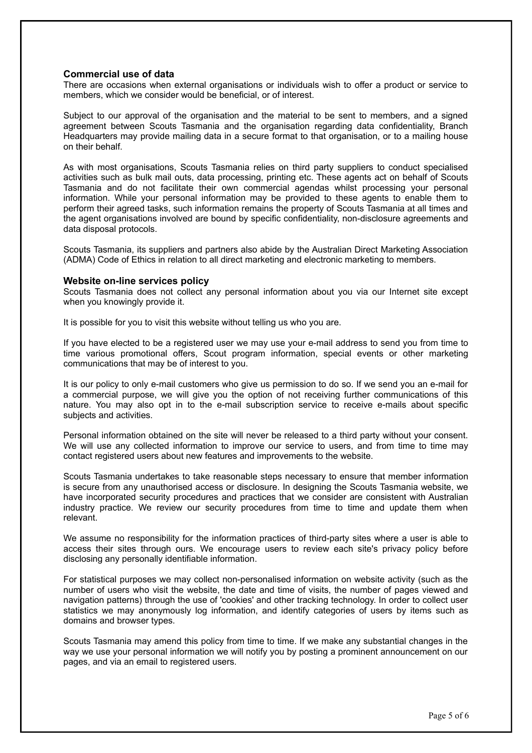### Commercial use of data

There are occasions when external organisations or individuals wish to offer a product or service to members, which we consider would be beneficial, or of interest.

Subject to our approval of the organisation and the material to be sent to members, and a signed agreement between Scouts Tasmania and the organisation regarding data confidentiality, Branch Headquarters may provide mailing data in a secure format to that organisation, or to a mailing house on their behalf.

As with most organisations, Scouts Tasmania relies on third party suppliers to conduct specialised activities such as bulk mail outs, data processing, printing etc. These agents act on behalf of Scouts Tasmania and do not facilitate their own commercial agendas whilst processing your personal information. While your personal information may be provided to these agents to enable them to perform their agreed tasks, such information remains the property of Scouts Tasmania at all times and the agent organisations involved are bound by specific confidentiality, non-disclosure agreements and data disposal protocols.

Scouts Tasmania, its suppliers and partners also abide by the Australian Direct Marketing Association (ADMA) Code of Ethics in relation to all direct marketing and electronic marketing to members.

### Website on-line services policy

Scouts Tasmania does not collect any personal information about you via our Internet site except when you knowingly provide it.

It is possible for you to visit this website without telling us who you are.

If you have elected to be a registered user we may use your e-mail address to send you from time to time various promotional offers, Scout program information, special events or other marketing communications that may be of interest to you.

It is our policy to only e-mail customers who give us permission to do so. If we send you an e-mail for a commercial purpose, we will give you the option of not receiving further communications of this nature. You may also opt in to the e-mail subscription service to receive e-mails about specific subjects and activities.

Personal information obtained on the site will never be released to a third party without your consent. We will use any collected information to improve our service to users, and from time to time may contact registered users about new features and improvements to the website.

Scouts Tasmania undertakes to take reasonable steps necessary to ensure that member information is secure from any unauthorised access or disclosure. In designing the Scouts Tasmania website, we have incorporated security procedures and practices that we consider are consistent with Australian industry practice. We review our security procedures from time to time and update them when relevant.

We assume no responsibility for the information practices of third-party sites where a user is able to access their sites through ours. We encourage users to review each site's privacy policy before disclosing any personally identifiable information.

For statistical purposes we may collect non-personalised information on website activity (such as the number of users who visit the website, the date and time of visits, the number of pages viewed and navigation patterns) through the use of 'cookies' and other tracking technology. In order to collect user statistics we may anonymously log information, and identify categories of users by items such as domains and browser types.

Scouts Tasmania may amend this policy from time to time. If we make any substantial changes in the way we use your personal information we will notify you by posting a prominent announcement on our pages, and via an email to registered users.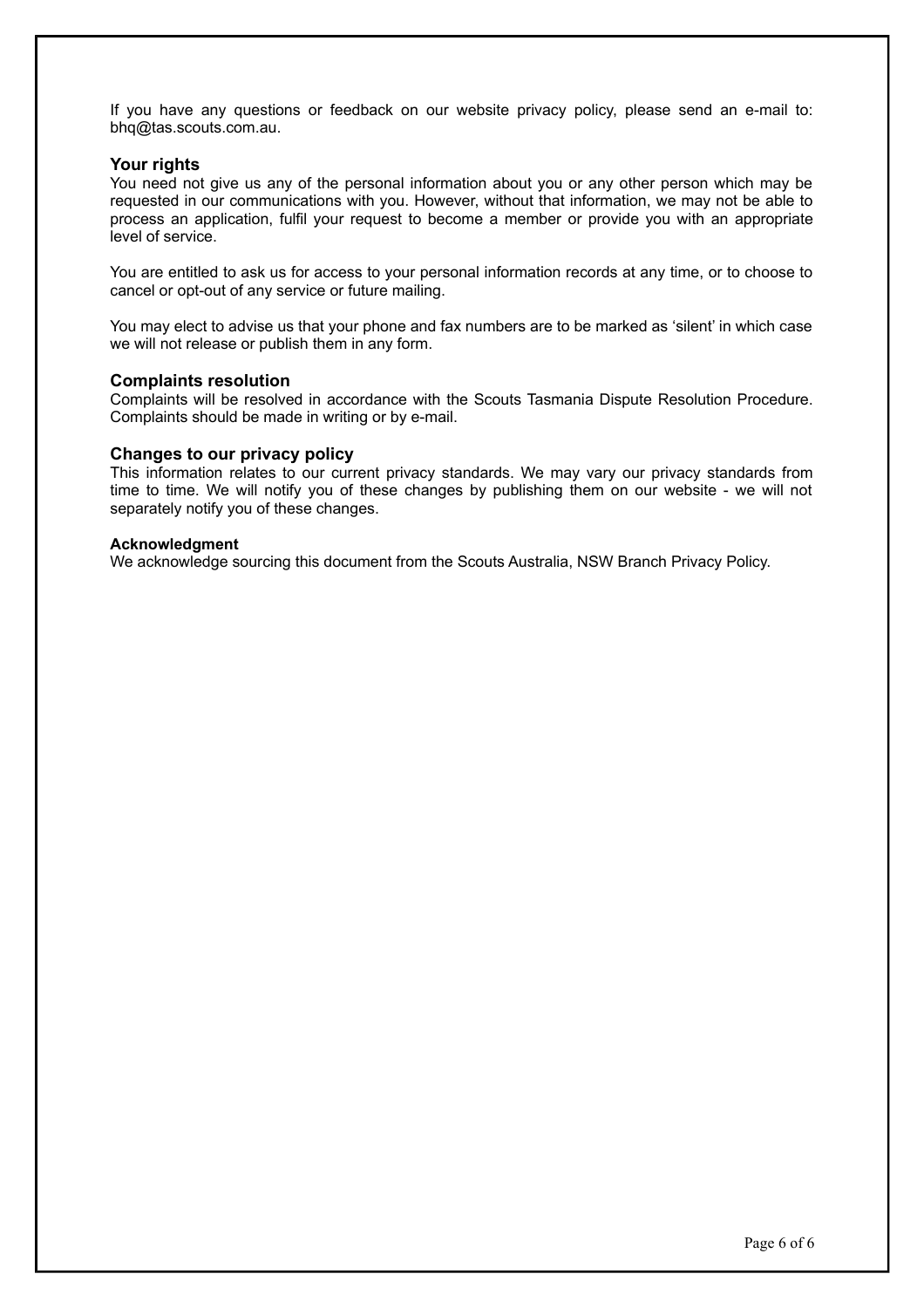If you have any questions or feedback on our website privacy policy, please send an e-mail to: bhq@tas.scouts.com.au.

## Your rights

You need not give us any of the personal information about you or any other person which may be requested in our communications with you. However, without that information, we may not be able to process an application, fulfil your request to become a member or provide you with an appropriate level of service.

You are entitled to ask us for access to your personal information records at any time, or to choose to cancel or opt-out of any service or future mailing.

You may elect to advise us that your phone and fax numbers are to be marked as 'silent' in which case we will not release or publish them in any form.

## Complaints resolution

Complaints will be resolved in accordance with the Scouts Tasmania Dispute Resolution Procedure. Complaints should be made in writing or by e-mail.

## Changes to our privacy policy

This information relates to our current privacy standards. We may vary our privacy standards from time to time. We will notify you of these changes by publishing them on our website - we will not separately notify you of these changes.

### Acknowledgment

We acknowledge sourcing this document from the Scouts Australia, NSW Branch Privacy Policy.